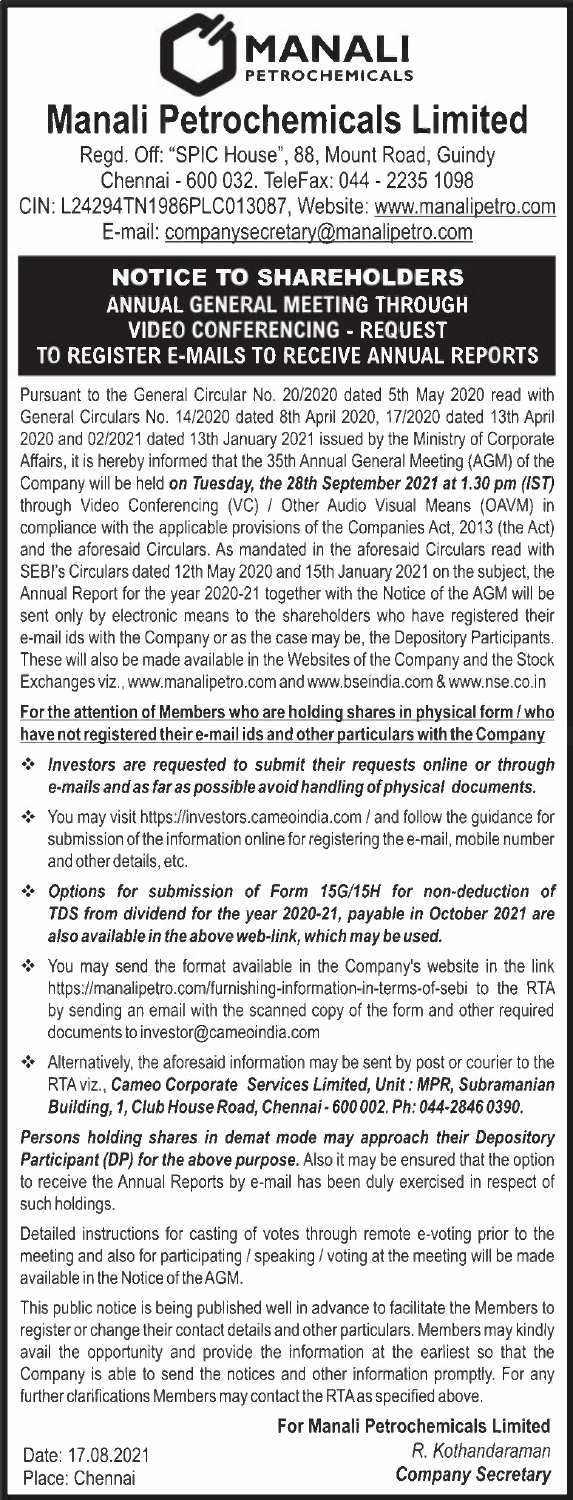# Manali Petrochemicals Limited

Regd. Off: "SPIC House", 88, Mount Road, Guindy
Chennai - 600 032. TeleFax: 044 - 2235 1098
CIN: L24294TN1986PLC013087, Website: www.manalipetro.com
E-mail: companysecretary@manalipetro.com

## NOTICE TO SHAREHOLDERS

### ANNUAL GENERAL MEETING THROUGH VIDEO CONFERENCING - REQUEST TO REGISTER E-MAILS TO RECEIVE ANNUAL REPORTS

Pursuant to the General Circular No. 20/2020 dated 5th May 2020 read with General Circulars No. 14/2020 dated 8th April 2020, 17/2020 dated 13th April 2020 and 02/2021 dated 13th January 2021 issued by the Ministry of Corporate Affairs, it is hereby informed that the 35th Annual General Meeting (AGM) of the Company will be held ***on Tuesday, the 28th September 2021 at 1.30 pm (IST)*** through Video Conferencing (VC) / Other Audio Visual Means (OAVM) in compliance with the applicable provisions of the Companies Act, 2013 (the Act) and the aforesaid Circulars. As mandated in the aforesaid Circulars read with SEBI's Circulars dated 12th May 2020 and 15th January 2021 on the subject, the Annual Report for the year 2020-21 together with the Notice of the AGM will be sent only by electronic means to the shareholders who have registered their e-mail ids with the Company or as the case may be, the Depository Participants. These will also be made available in the Websites of the Company and the Stock Exchanges viz., www.manalipetro.com and www.bseindia.com & www.nse.co.in

**For the attention of Members who are holding shares in physical form / who have not registered their e-mail ids and other particulars with the Company**

- ***Investors are requested to submit their requests online or through e-mails and as far as possible avoid handling of physical documents.***
- You may visit https://investors.cameoindia.com / and follow the guidance for submission of the information online for registering the e-mail, mobile number and other details, etc.
- ***Options for submission of Form 15G/15H for non-deduction of TDS from dividend for the year 2020-21, payable in October 2021 are also available in the above web-link, which may be used.***
- You may send the format available in the Company's website in the link https://manalipetro.com/furnishing-information-in-terms-of-sebi to the RTA by sending an email with the scanned copy of the form and other required documents to investor@cameoindia.com
- Alternatively, the aforesaid information may be sent by post or courier to the RTA viz., ***Cameo Corporate Services Limited, Unit : MPR, Subramanian Building, 1, Club House Road, Chennai - 600 002. Ph: 044-2846 0390.***

***Persons holding shares in demat mode may approach their Depository Participant (DP) for the above purpose.*** Also it may be ensured that the option to receive the Annual Reports by e-mail has been duly exercised in respect of such holdings.

Detailed instructions for casting of votes through remote e-voting prior to the meeting and also for participating / speaking / voting at the meeting will be made available in the Notice of the AGM.

This public notice is being published well in advance to facilitate the Members to register or change their contact details and other particulars. Members may kindly avail the opportunity and provide the information at the earliest so that the Company is able to send the notices and other information promptly. For any further clarifications Members may contact the RTA as specified above.

**For Manali Petrochemicals Limited**

*R. Kothandaraman*
***Company Secretary***

Date: 17.08.2021
Place: Chennai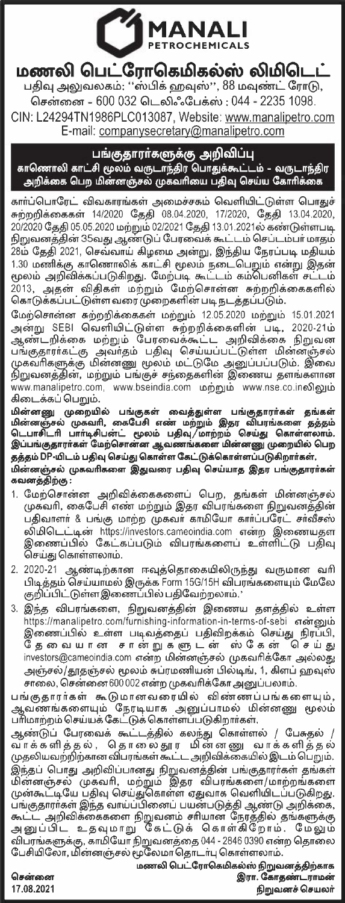**MANALI**
PETROCHEMICALS

# மணலி பெட்ரோகெமிகல்ஸ் லிமிடெட்

பதிவு அலுவலகம்: "ஸ்பிக் ஹவுஸ்", 88 மவுண்ட் ரோடு, சென்னை - 600 032 டெலிஃபேக்ஸ் : 044 - 2235 1098.
CIN: L24294TN1986PLC013087, Website: www.manalipetro.com
E-mail: companysecretary@manalipetro.com

## பங்குதாரர்களுக்கு அறிவிப்பு
### காணொலி காட்சி மூலம் வருடாந்திர பொதுக்கூட்டம் - வருடாந்திர அறிக்கை பெற மின்னஞ்சல் முகவரியை பதிவு செய்ய கோரிக்கை

கார்ப்பொரேட் விவகாரங்கள் அமைச்சகம் வெளியிட்டுள்ள பொதுச் சுற்றறிக்கைகள் 14/2020 தேதி 08.04.2020, 17/2020, தேதி 13.04.2020, 20/2020 தேதி 05.05.2020 மற்றும் 02/2021 தேதி 13.01.2021ல் கண்டுள்ளபடி நிறுவனத்தின் 35வது ஆண்டுப் பேரவைக் கூட்டம் செப்டம்பர் மாதம் 28ம் தேதி 2021, செவ்வாய் கிழமை அன்று, இந்திய நேரப்படி மதியம் 1.30 மணிக்கு காணொலிக் காட்சி மூலம் நடைபெறும் என்று இதன் மூலம் அறிவிக்கப்படுகிறது. மேற்படி கூட்டம் கம்பெனிகள் சட்டம் 2013, அதன் விதிகள் மற்றும் மேற்சொன்ன சுற்றறிக்கைகளில் கொடுக்கப்பட்டுள்ள வரை முறைகளின் படி நடத்தப்படும்.

மேற்சொன்ன சுற்றறிக்கைகள் மற்றும் 12.05.2020 மற்றும் 15.01.2021 அன்று SEBI வெளியிட்டுள்ள சுற்றறிக்கைளின் படி, 2020-21ம் ஆண்டறிக்கை மற்றும் பேரவைக்கூட்ட அறிவிக்கை நிறுவன பங்குதாரர்கட்கு அவர்தம் பதிவு செய்யப்பட்டுள்ள மின்னஞ்சல் முகவரிகளுக்கு மின்னணு மூலம் மட்டுமே அனுப்பப்படும். இவை நிறுவனத்தின், மற்றும் பங்குச் சந்தைகளின் இணைய தளங்களான www.manalipetro.com, www.bseindia.com மற்றும் www.nse.co.inலிலும் கிடைக்கப் பெறும்.

**மின்னணு முறையில் பங்குகள் வைத்துள்ள பங்குதாரர்கள் தங்கள் மின்னஞ்சல் முகவரி, கைபேசி எண் மற்றும் இதர விபரங்களை தத்தம் டெபாசிடரி பார்டிசிபன்ட் மூலம் பதிவு/மாற்றம் செய்து கொள்ளலாம். இப்பங்குதாரர்கள் மேற்சொன்ன ஆவணங்களை மின்னணு முறையில் பெற தத்தம் DP-யிடம் பதிவு செய்து கொள்ள கேட்டுக்கொள்ளப்படுகிறார்கள்.**

**மின்னஞ்சல் முகவரிகளை இதுவரை பதிவு செய்யாத இதர பங்குதாரர்கள் கவனத்திற்கு :**

1. மேற்சொன்ன அறிவிக்கைகளைப் பெற, தங்கள் மின்னஞ்சல் முகவரி, கைபேசி எண் மற்றும் இதர விபரங்களை நிறுவனத்தின் பதிவாளர் & பங்கு மாற்ற முகவர் காமியோ கார்ப்பரேட் சர்வீசஸ் லிமிடெட்டின் https://investors.cameoindia.com என்ற இணையதள இணைப்பில் கேட்கப்படும் விபரங்களைப் உள்ளிட்டு பதிவு செய்து கொள்ளலாம்.
2. 2020-21 ஆண்டிற்கான ஈவுத்தொகையிலிருந்து வருமான வரி பிடித்தம் செய்யாமல் இருக்க Form 15G/15H விபரங்களையும் மேலே குறிப்பிட்டுள்ள இணைப்பில் பதிவேற்றலாம்.'
3. இந்த விபரங்களை, நிறுவனத்தின் இணைய தளத்தில் உள்ள https://manalipetro.com/furnishing-information-in-terms-of-sebi என்னும் இணைப்பில் உள்ள படிவத்தைப் பதிவிறக்கம் செய்து நிரப்பி, தேவையான சான்றுகளுடன் ஸ்கேன் செய்து investors@cameoindia.com என்ற மின்னஞ்சல் முகவரிக்கோ அல்லது அஞ்சல்/தூதஞ்சல் மூலம் சுப்ரமணியன் பில்டிங், 1, கிளப் ஹவுஸ் சாலை, சென்னை 600 002 என்ற முகவரிக்கோ அனுப்பலாம்.

பங்குதாரர்கள் கூடுமானவரையில் விண்ணப்பங்களையும், ஆவணங்களையும் நேரடியாக அனுப்பாமல் மின்னணு மூலம் பரிமாற்றம் செய்யக் கேட்டுக் கொள்ளப்படுகிறார்கள்.

ஆண்டுப் பேரவைக் கூட்டத்தில் கலந்து கொள்ளல் / பேசுதல் / வாக்களித்தல், தொலைதூர மின்னணு வாக்களித்தல் முதலியவற்றிற்கான விபரங்கள் கூட்ட அறிவிக்கையில் இடம் பெறும்.

இந்தப் பொது அறிவிப்பானது நிறுவனத்தின் பங்குதாரர்கள் தங்கள் மின்னஞ்சல் முகவரி, மற்றும் இதர விபரங்களை/மாற்றங்களை முன்கூட்டியே பதிவு செய்துகொள்ள ஏதுவாக வெளியிடப்படுகிறது. பங்குதாரர்கள் இந்த வாய்ப்பினைப் பயன்படுத்தி ஆண்டு அறிக்கை, கூட்ட அறிவிக்கைகளை நிறுவனம் சரியான நேரத்தில் தங்களுக்கு அனுப்பிட உதவுமாறு கேட்டுக் கொள்கிறோம். மேலும் விபரங்களுக்கு, காமியோ நிறுவனத்தை 044 - 2846 0390 என்ற தொலை பேசியிலோ, மின்னஞ்சல் மூலமோ தொடர்பு கொள்ளலாம்.

மணலி பெட்ரோகெமிகல்ஸ் நிறுவனத்திற்காக
இரா. கோதண்டராமன்
நிறுவனச் செயலர்

சென்னை
17.08.2021